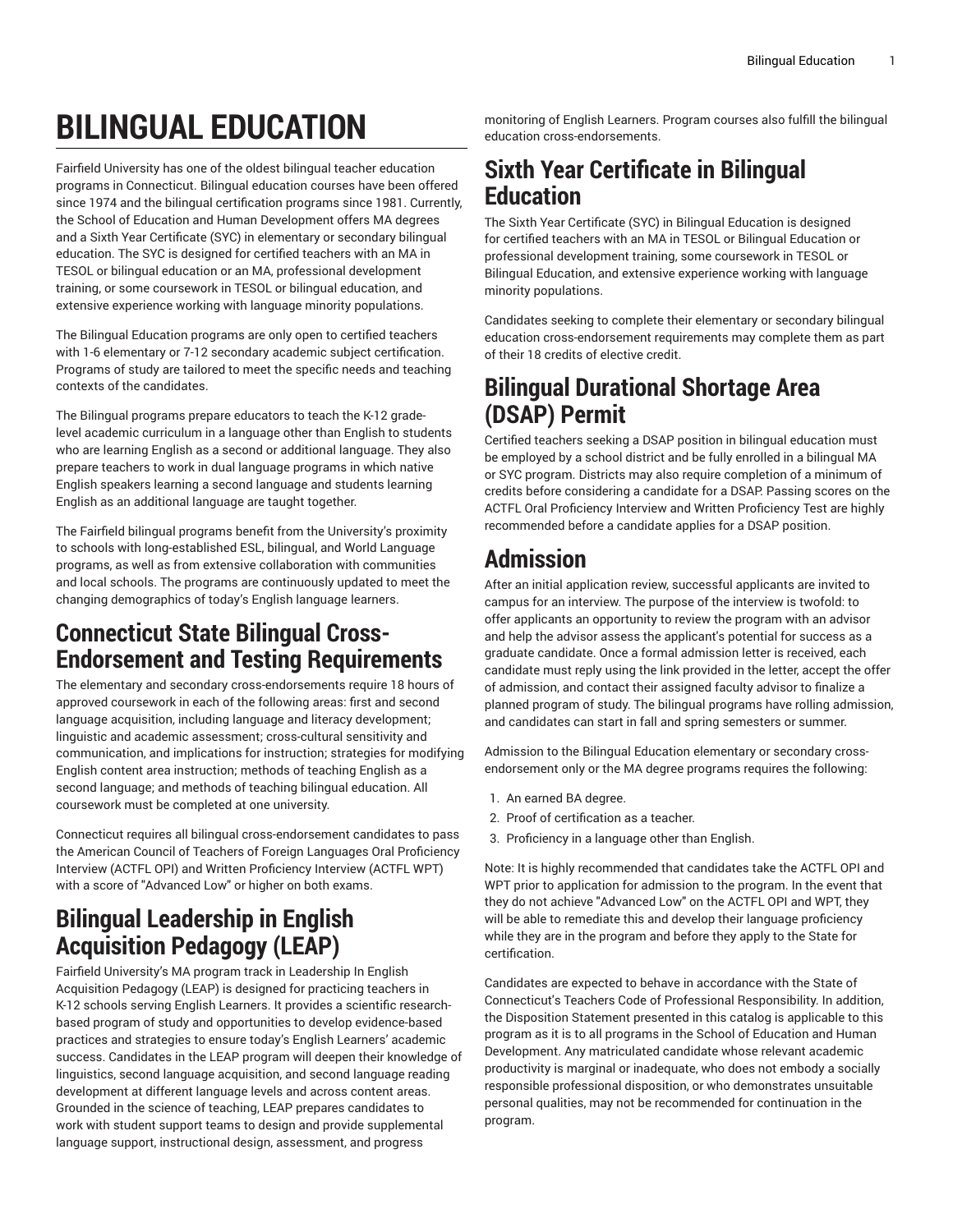# BILINGUAL EDUCATION

Fairfield University has one of the oldest bilingual teacher education programs in Connecticut. Bilingual education courses have been offered since 1974 and the bilingual certification programs since 1981. Currently, the School of Education and Human Development offers MA degrees and a Sixth Year Certificate (SYC) in elementary or secondary bilingual education. The SYC is designed for certified teachers with an MA in TESOL or bilingual education or an MA, professional development training, or some coursework in TESOL or bilingual education, and extensive experience working with language minority populations.

The Bilingual Education programs are only open to certified teachers with 1-6 elementary or 7-12 secondary academic subject certification. Programs of study are tailored to meet the specific needs and teaching contexts of the candidates.

The Bilingual programs prepare educators to teach the K-12 grade-level academic curriculum in a language other than English to students who are learning English as a second or additional language. They also prepare teachers to work in dual language programs in which native English speakers learning a second language and students learning English as an additional language are taught together.

The Fairfield bilingual programs benefit from the University's proximity to schools with long-established ESL, bilingual, and World Language programs, as well as from extensive collaboration with communities and local schools. The programs are continuously updated to meet the changing demographics of today's English language learners.

## Connecticut State Bilingual Cross-Endorsement and Testing Requirements

The elementary and secondary cross-endorsements require 18 hours of approved coursework in each of the following areas: first and second language acquisition, including language and literacy development; linguistic and academic assessment; cross-cultural sensitivity and communication, and implications for instruction; strategies for modifying English content area instruction; methods of teaching English as a second language; and methods of teaching bilingual education. All coursework must be completed at one university.

Connecticut requires all bilingual cross-endorsement candidates to pass the American Council of Teachers of Foreign Languages Oral Proficiency Interview (ACTFL OPI) and Written Proficiency Interview (ACTFL WPT) with a score of "Advanced Low" or higher on both exams.

## Bilingual Leadership in English Acquisition Pedagogy (LEAP)

Fairfield University's MA program track in Leadership In English Acquisition Pedagogy (LEAP) is designed for practicing teachers in K-12 schools serving English Learners. It provides a scientific research-based program of study and opportunities to develop evidence-based practices and strategies to ensure today's English Learners' academic success. Candidates in the LEAP program will deepen their knowledge of linguistics, second language acquisition, and second language reading development at different language levels and across content areas. Grounded in the science of teaching, LEAP prepares candidates to work with student support teams to design and provide supplemental language support, instructional design, assessment, and progress monitoring of English Learners. Program courses also fulfill the bilingual education cross-endorsements.

## Sixth Year Certificate in Bilingual Education

The Sixth Year Certificate (SYC) in Bilingual Education is designed for certified teachers with an MA in TESOL or Bilingual Education or professional development training, some coursework in TESOL or Bilingual Education, and extensive experience working with language minority populations.

Candidates seeking to complete their elementary or secondary bilingual education cross-endorsement requirements may complete them as part of their 18 credits of elective credit.

## Bilingual Durational Shortage Area (DSAP) Permit

Certified teachers seeking a DSAP position in bilingual education must be employed by a school district and be fully enrolled in a bilingual MA or SYC program. Districts may also require completion of a minimum of credits before considering a candidate for a DSAP. Passing scores on the ACTFL Oral Proficiency Interview and Written Proficiency Test are highly recommended before a candidate applies for a DSAP position.

## Admission

After an initial application review, successful applicants are invited to campus for an interview. The purpose of the interview is twofold: to offer applicants an opportunity to review the program with an advisor and help the advisor assess the applicant's potential for success as a graduate candidate. Once a formal admission letter is received, each candidate must reply using the link provided in the letter, accept the offer of admission, and contact their assigned faculty advisor to finalize a planned program of study. The bilingual programs have rolling admission, and candidates can start in fall and spring semesters or summer.

Admission to the Bilingual Education elementary or secondary cross-endorsement only or the MA degree programs requires the following:

1. An earned BA degree.
2. Proof of certification as a teacher.
3. Proficiency in a language other than English.

Note: It is highly recommended that candidates take the ACTFL OPI and WPT prior to application for admission to the program. In the event that they do not achieve "Advanced Low" on the ACTFL OPI and WPT, they will be able to remediate this and develop their language proficiency while they are in the program and before they apply to the State for certification.

Candidates are expected to behave in accordance with the State of Connecticut's Teachers Code of Professional Responsibility. In addition, the Disposition Statement presented in this catalog is applicable to this program as it is to all programs in the School of Education and Human Development. Any matriculated candidate whose relevant academic productivity is marginal or inadequate, who does not embody a socially responsible professional disposition, or who demonstrates unsuitable personal qualities, may not be recommended for continuation in the program.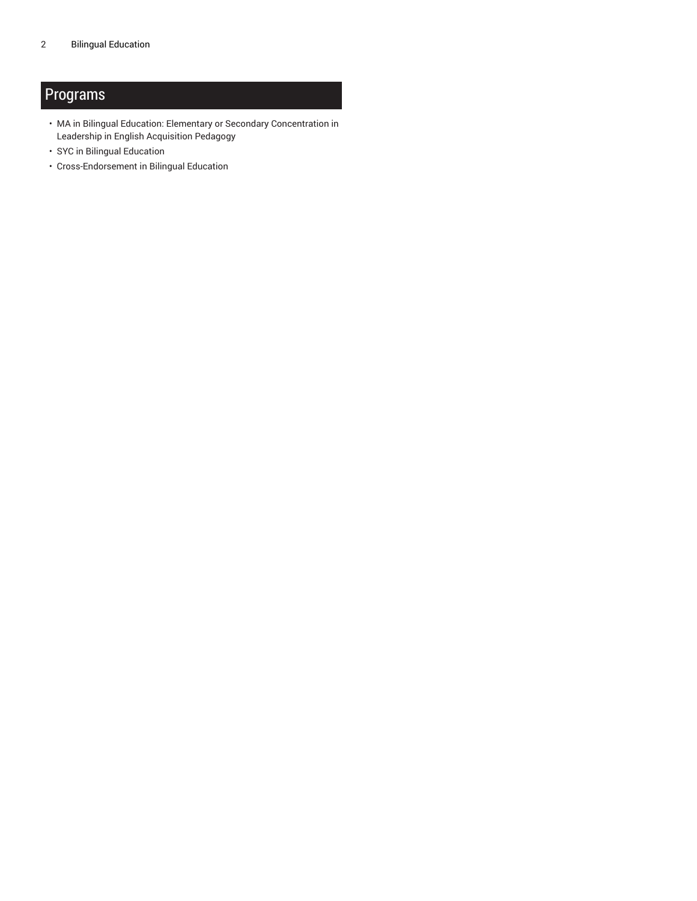# Programs

- MA in Bilingual Education: Elementary or Secondary Concentration in Leadership in English Acquisition Pedagogy
- SYC in Bilingual Education
- Cross-Endorsement in Bilingual Education